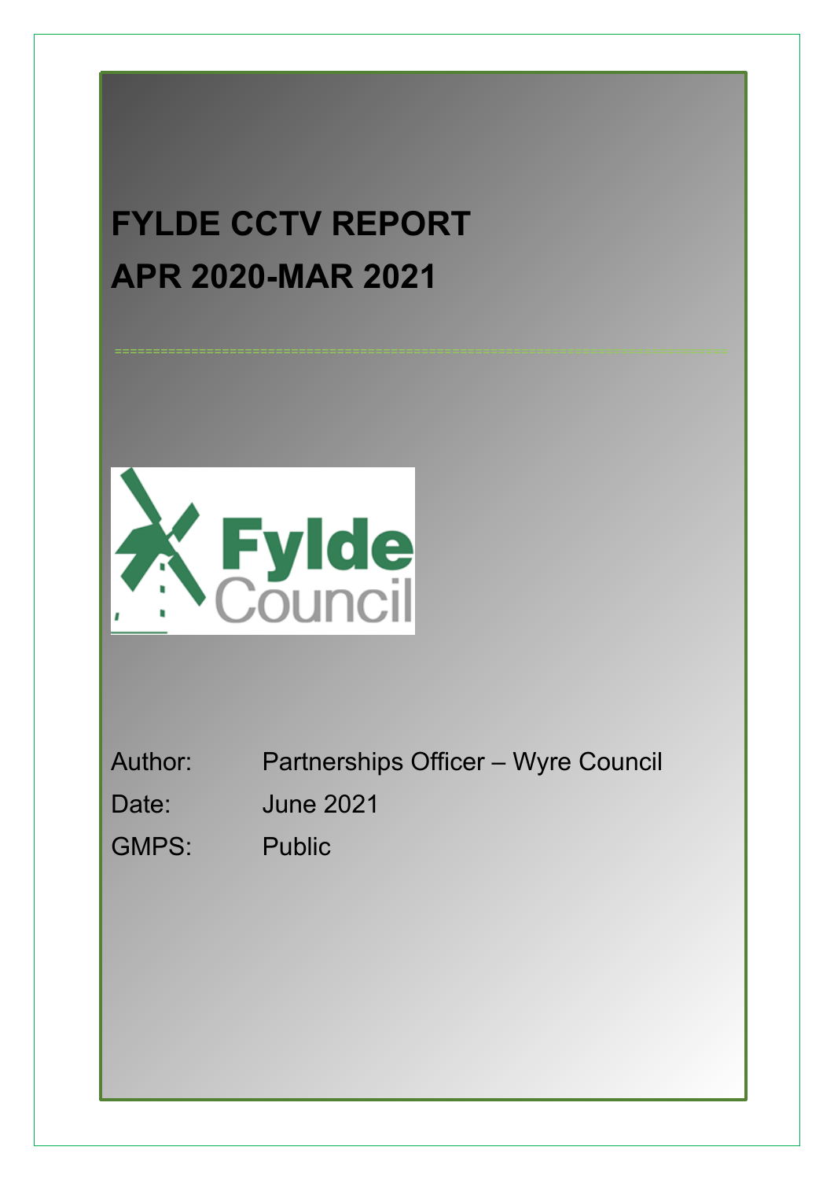# FYLDE CCTV REPORT
# APR 2020-MAR 2021

Fylde Council

| | |
|---|---|
| Author: | Partnerships Officer – Wyre Council |
| Date: | June 2021 |
| GMPS: | Public |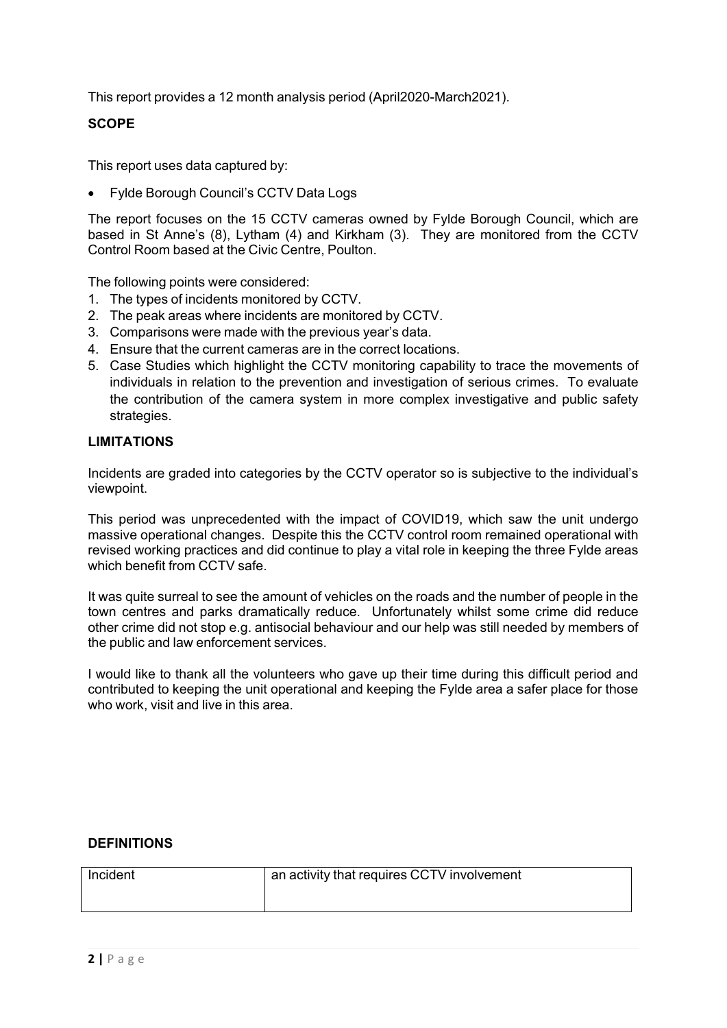This report provides a 12 month analysis period (April2020-March2021).

**SCOPE**

This report uses data captured by:

- Fylde Borough Council's CCTV Data Logs

The report focuses on the 15 CCTV cameras owned by Fylde Borough Council, which are based in St Anne's (8), Lytham (4) and Kirkham (3). They are monitored from the CCTV Control Room based at the Civic Centre, Poulton.

The following points were considered:

1. The types of incidents monitored by CCTV.
2. The peak areas where incidents are monitored by CCTV.
3. Comparisons were made with the previous year's data.
4. Ensure that the current cameras are in the correct locations.
5. Case Studies which highlight the CCTV monitoring capability to trace the movements of individuals in relation to the prevention and investigation of serious crimes. To evaluate the contribution of the camera system in more complex investigative and public safety strategies.

**LIMITATIONS**

Incidents are graded into categories by the CCTV operator so is subjective to the individual's viewpoint.

This period was unprecedented with the impact of COVID19, which saw the unit undergo massive operational changes. Despite this the CCTV control room remained operational with revised working practices and did continue to play a vital role in keeping the three Fylde areas which benefit from CCTV safe.

It was quite surreal to see the amount of vehicles on the roads and the number of people in the town centres and parks dramatically reduce. Unfortunately whilst some crime did reduce other crime did not stop e.g. antisocial behaviour and our help was still needed by members of the public and law enforcement services.

I would like to thank all the volunteers who gave up their time during this difficult period and contributed to keeping the unit operational and keeping the Fylde area a safer place for those who work, visit and live in this area.

**DEFINITIONS**

| Incident | an activity that requires CCTV involvement |
| --- | --- |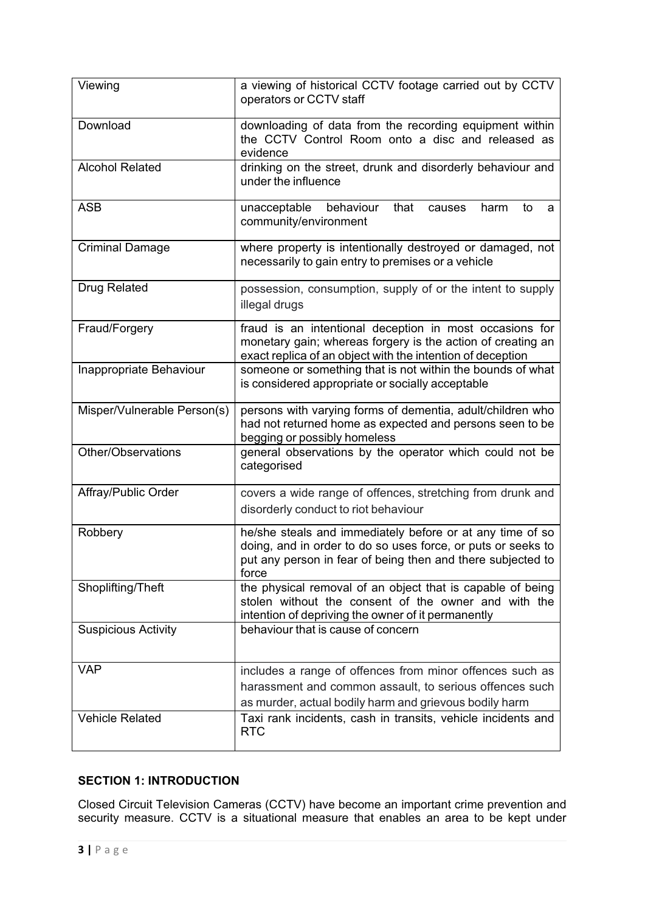| Viewing | a viewing of historical CCTV footage carried out by CCTV operators or CCTV staff |
|---|---|
| Download | downloading of data from the recording equipment within the CCTV Control Room onto a disc and released as evidence |
| Alcohol Related | drinking on the street, drunk and disorderly behaviour and under the influence |
| ASB | unacceptable behaviour that causes harm to a community/environment |
| Criminal Damage | where property is intentionally destroyed or damaged, not necessarily to gain entry to premises or a vehicle |
| Drug Related | possession, consumption, supply of or the intent to supply illegal drugs |
| Fraud/Forgery | fraud is an intentional deception in most occasions for monetary gain; whereas forgery is the action of creating an exact replica of an object with the intention of deception |
| Inappropriate Behaviour | someone or something that is not within the bounds of what is considered appropriate or socially acceptable |
| Misper/Vulnerable Person(s) | persons with varying forms of dementia, adult/children who had not returned home as expected and persons seen to be begging or possibly homeless |
| Other/Observations | general observations by the operator which could not be categorised |
| Affray/Public Order | covers a wide range of offences, stretching from drunk and disorderly conduct to riot behaviour |
| Robbery | he/she steals and immediately before or at any time of so doing, and in order to do so uses force, or puts or seeks to put any person in fear of being then and there subjected to force |
| Shoplifting/Theft | the physical removal of an object that is capable of being stolen without the consent of the owner and with the intention of depriving the owner of it permanently |
| Suspicious Activity | behaviour that is cause of concern |
| VAP | includes a range of offences from minor offences such as harassment and common assault, to serious offences such as murder, actual bodily harm and grievous bodily harm |
| Vehicle Related | Taxi rank incidents, cash in transits, vehicle incidents and RTC |

## SECTION 1: INTRODUCTION

Closed Circuit Television Cameras (CCTV) have become an important crime prevention and security measure. CCTV is a situational measure that enables an area to be kept under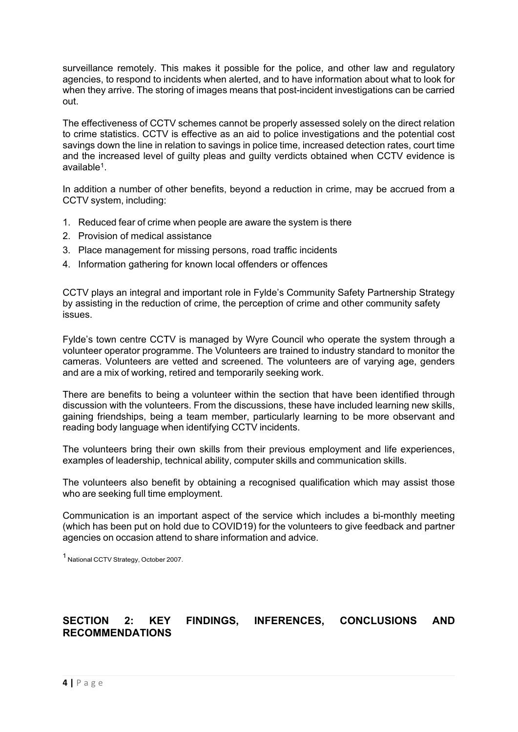surveillance remotely. This makes it possible for the police, and other law and regulatory agencies, to respond to incidents when alerted, and to have information about what to look for when they arrive. The storing of images means that post-incident investigations can be carried out.

The effectiveness of CCTV schemes cannot be properly assessed solely on the direct relation to crime statistics. CCTV is effective as an aid to police investigations and the potential cost savings down the line in relation to savings in police time, increased detection rates, court time and the increased level of guilty pleas and guilty verdicts obtained when CCTV evidence is available[1].

In addition a number of other benefits, beyond a reduction in crime, may be accrued from a CCTV system, including:

1. Reduced fear of crime when people are aware the system is there
2. Provision of medical assistance
3. Place management for missing persons, road traffic incidents
4. Information gathering for known local offenders or offences

CCTV plays an integral and important role in Fylde's Community Safety Partnership Strategy by assisting in the reduction of crime, the perception of crime and other community safety issues.

Fylde's town centre CCTV is managed by Wyre Council who operate the system through a volunteer operator programme. The Volunteers are trained to industry standard to monitor the cameras. Volunteers are vetted and screened. The volunteers are of varying age, genders and are a mix of working, retired and temporarily seeking work.

There are benefits to being a volunteer within the section that have been identified through discussion with the volunteers. From the discussions, these have included learning new skills, gaining friendships, being a team member, particularly learning to be more observant and reading body language when identifying CCTV incidents.

The volunteers bring their own skills from their previous employment and life experiences, examples of leadership, technical ability, computer skills and communication skills.

The volunteers also benefit by obtaining a recognised qualification which may assist those who are seeking full time employment.

Communication is an important aspect of the service which includes a bi-monthly meeting (which has been put on hold due to COVID19) for the volunteers to give feedback and partner agencies on occasion attend to share information and advice.

[1] National CCTV Strategy, October 2007.

## SECTION 2: KEY FINDINGS, INFERENCES, CONCLUSIONS AND RECOMMENDATIONS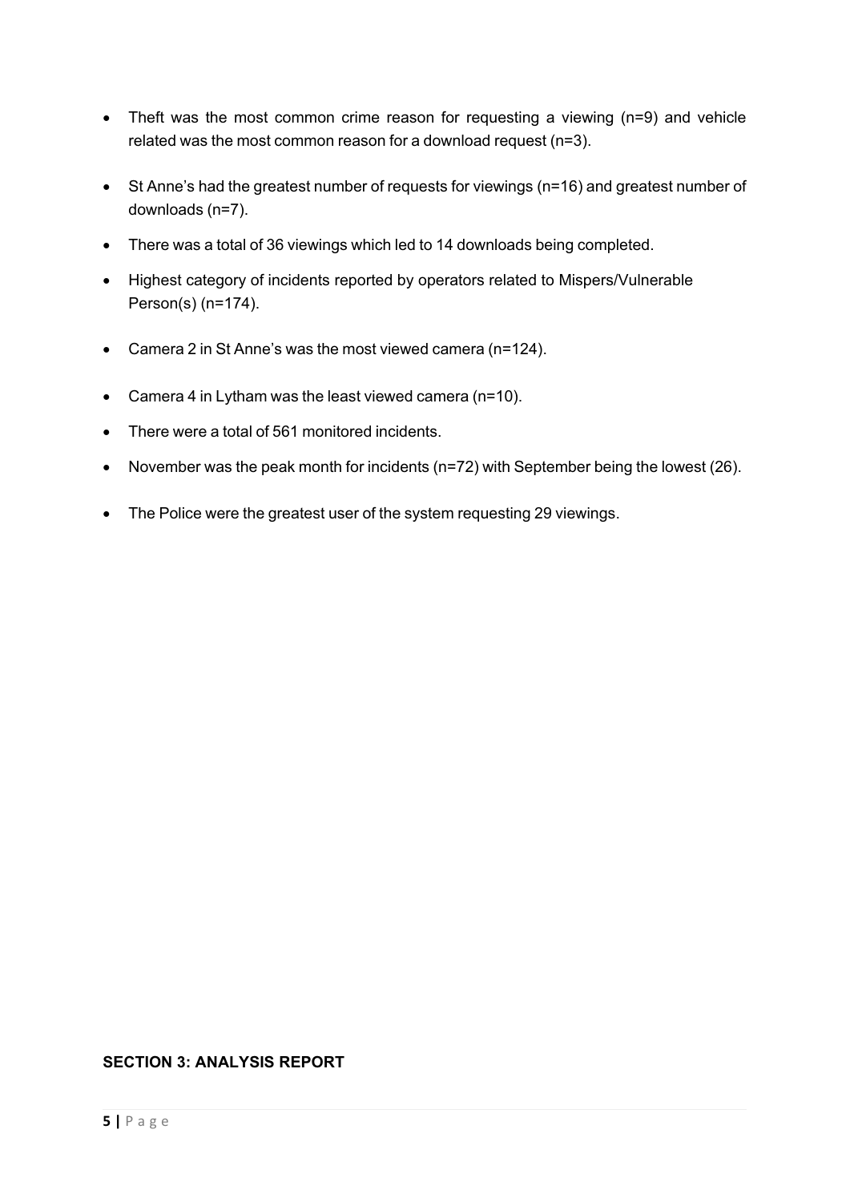- Theft was the most common crime reason for requesting a viewing (n=9) and vehicle related was the most common reason for a download request (n=3).
- St Anne's had the greatest number of requests for viewings (n=16) and greatest number of downloads (n=7).
- There was a total of 36 viewings which led to 14 downloads being completed.
- Highest category of incidents reported by operators related to Mispers/Vulnerable Person(s) (n=174).
- Camera 2 in St Anne's was the most viewed camera (n=124).
- Camera 4 in Lytham was the least viewed camera (n=10).
- There were a total of 561 monitored incidents.
- November was the peak month for incidents (n=72) with September being the lowest (26).
- The Police were the greatest user of the system requesting 29 viewings.

## SECTION 3: ANALYSIS REPORT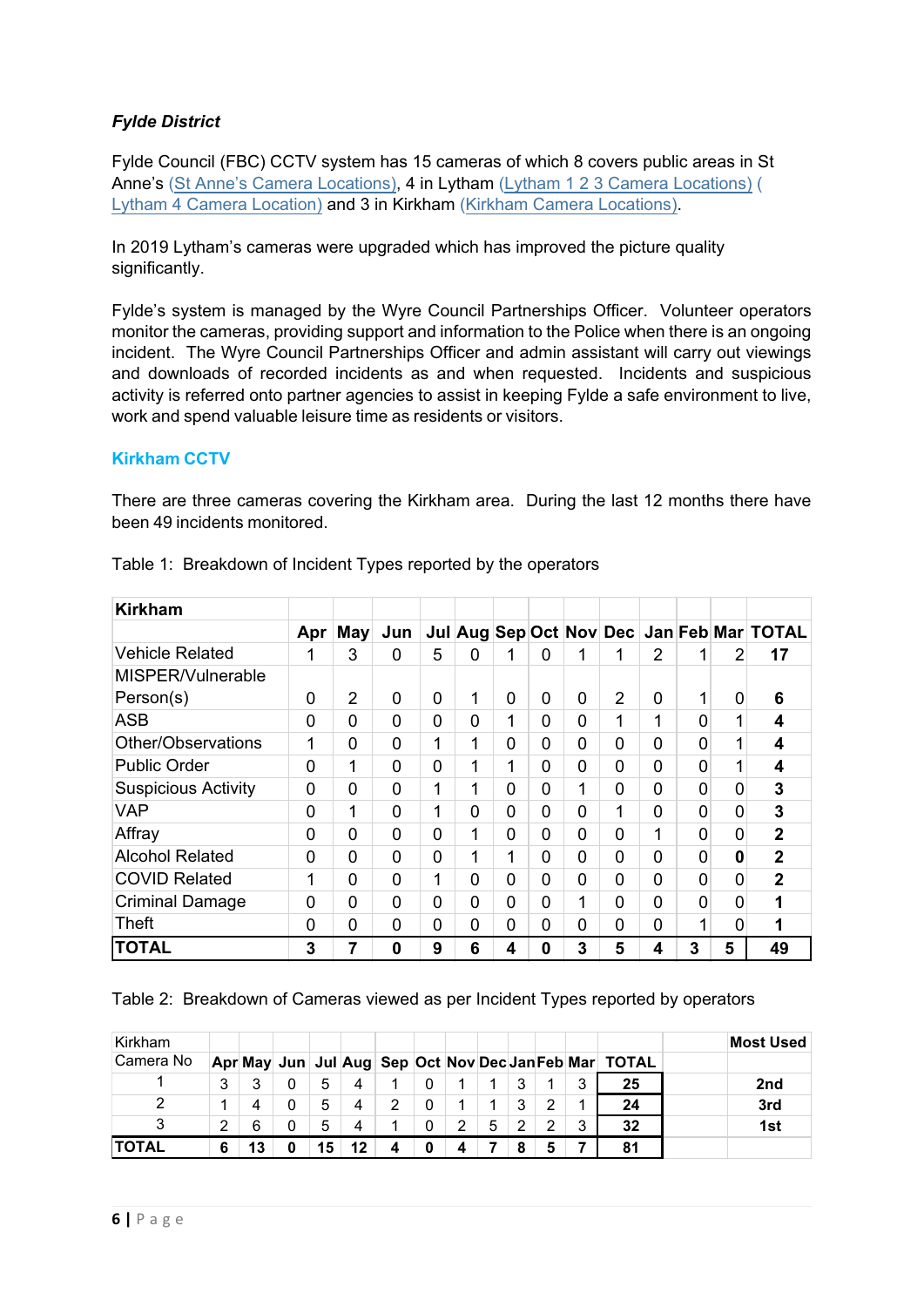***Fylde District***

Fylde Council (FBC) CCTV system has 15 cameras of which 8 covers public areas in St Anne's (St Anne's Camera Locations), 4 in Lytham (Lytham 1 2 3 Camera Locations) ( Lytham 4 Camera Location) and 3 in Kirkham (Kirkham Camera Locations).

In 2019 Lytham's cameras were upgraded which has improved the picture quality significantly.

Fylde's system is managed by the Wyre Council Partnerships Officer. Volunteer operators monitor the cameras, providing support and information to the Police when there is an ongoing incident. The Wyre Council Partnerships Officer and admin assistant will carry out viewings and downloads of recorded incidents as and when requested. Incidents and suspicious activity is referred onto partner agencies to assist in keeping Fylde a safe environment to live, work and spend valuable leisure time as residents or visitors.

## Kirkham CCTV

There are three cameras covering the Kirkham area. During the last 12 months there have been 49 incidents monitored.

Table 1: Breakdown of Incident Types reported by the operators

| **Kirkham** | | | | | | | | | | | | | |
|---|---|---|---|---|---|---|---|---|---|---|---|---|---|
| | **Apr** | **May** | **Jun** | **Jul** | **Aug** | **Sep** | **Oct** | **Nov** | **Dec** | **Jan** | **Feb** | **Mar** | **TOTAL** |
| Vehicle Related | 1 | 3 | 0 | 5 | 0 | 1 | 0 | 1 | 1 | 2 | 1 | 2 | **17** |
| MISPER/Vulnerable Person(s) | 0 | 2 | 0 | 0 | 1 | 0 | 0 | 0 | 2 | 0 | 1 | 0 | **6** |
| ASB | 0 | 0 | 0 | 0 | 0 | 1 | 0 | 0 | 1 | 1 | 0 | 1 | **4** |
| Other/Observations | 1 | 0 | 0 | 1 | 1 | 0 | 0 | 0 | 0 | 0 | 0 | 1 | **4** |
| Public Order | 0 | 1 | 0 | 0 | 1 | 1 | 0 | 0 | 0 | 0 | 0 | 1 | **4** |
| Suspicious Activity | 0 | 0 | 0 | 1 | 1 | 0 | 0 | 1 | 0 | 0 | 0 | 0 | **3** |
| VAP | 0 | 1 | 0 | 1 | 0 | 0 | 0 | 0 | 1 | 0 | 0 | 0 | **3** |
| Affray | 0 | 0 | 0 | 0 | 1 | 0 | 0 | 0 | 0 | 1 | 0 | 0 | **2** |
| Alcohol Related | 0 | 0 | 0 | 0 | 1 | 1 | 0 | 0 | 0 | 0 | 0 | **0** | **2** |
| COVID Related | 1 | 0 | 0 | 1 | 0 | 0 | 0 | 0 | 0 | 0 | 0 | 0 | **2** |
| Criminal Damage | 0 | 0 | 0 | 0 | 0 | 0 | 0 | 1 | 0 | 0 | 0 | 0 | **1** |
| Theft | 0 | 0 | 0 | 0 | 0 | 0 | 0 | 0 | 0 | 0 | 1 | 0 | **1** |
| **TOTAL** | **3** | **7** | **0** | **9** | **6** | **4** | **0** | **3** | **5** | **4** | **3** | **5** | **49** |

Table 2: Breakdown of Cameras viewed as per Incident Types reported by operators

| Kirkham | | | | | | | | | | | | | | **Most Used** |
|---|---|---|---|---|---|---|---|---|---|---|---|---|---|---|
| Camera No | **Apr** | **May** | **Jun** | **Jul** | **Aug** | **Sep** | **Oct** | **Nov** | **Dec** | **Jan** | **Feb** | **Mar** | **TOTAL** | |
| 1 | 3 | 3 | 0 | 5 | 4 | 1 | 0 | 1 | 1 | 3 | 1 | 3 | **25** | **2nd** |
| 2 | 1 | 4 | 0 | 5 | 4 | 2 | 0 | 1 | 1 | 3 | 2 | 1 | **24** | **3rd** |
| 3 | 2 | 6 | 0 | 5 | 4 | 1 | 0 | 2 | 5 | 2 | 2 | 3 | **32** | **1st** |
| **TOTAL** | **6** | **13** | **0** | **15** | **12** | **4** | **0** | **4** | **7** | **8** | **5** | **7** | **81** | |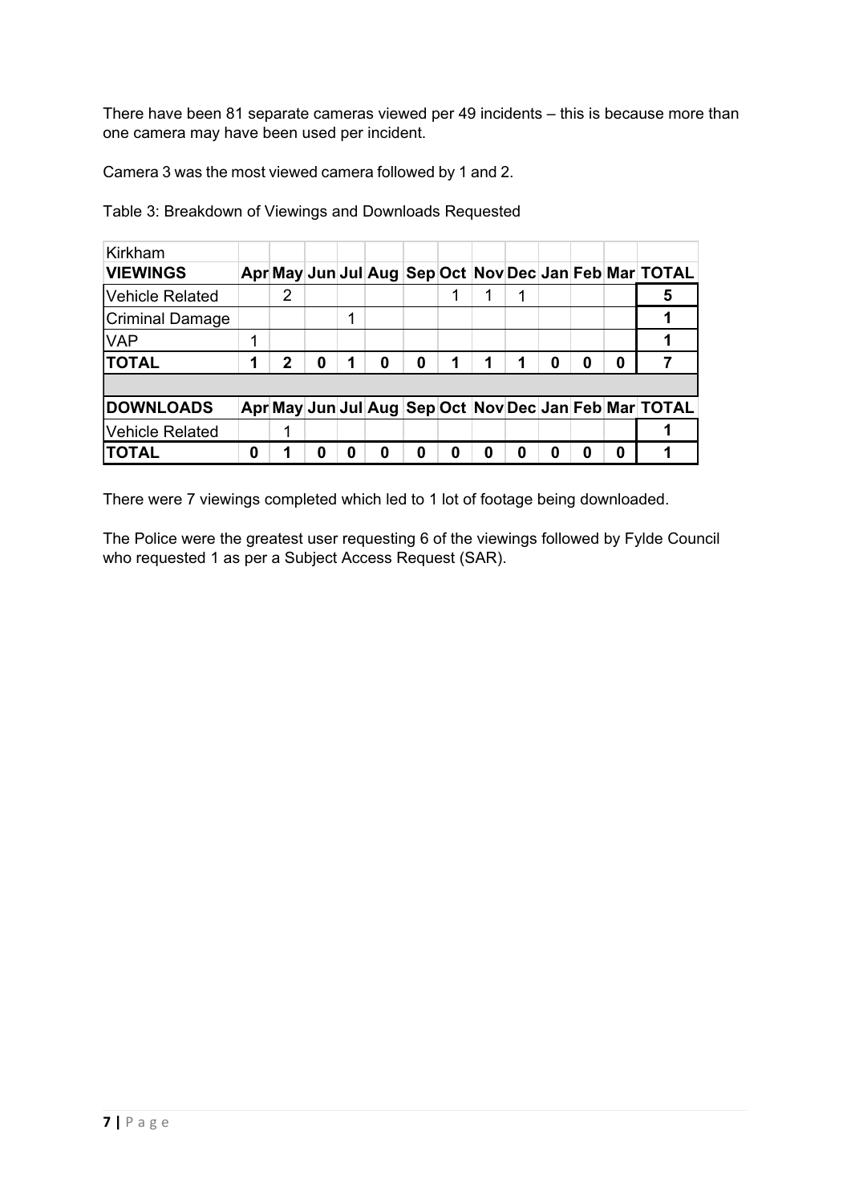There have been 81 separate cameras viewed per 49 incidents – this is because more than one camera may have been used per incident.

Camera 3 was the most viewed camera followed by 1 and 2.

Table 3: Breakdown of Viewings and Downloads Requested

| Kirkham | | | | | | | | | | | | | |
|---|---|---|---|---|---|---|---|---|---|---|---|---|---|
| **VIEWINGS** | **Apr** | **May** | **Jun** | **Jul** | **Aug** | **Sep** | **Oct** | **Nov** | **Dec** | **Jan** | **Feb** | **Mar** | **TOTAL** |
| Vehicle Related | | 2 | | | | | 1 | 1 | 1 | | | | **5** |
| Criminal Damage | | | | 1 | | | | | | | | | **1** |
| VAP | 1 | | | | | | | | | | | | **1** |
| **TOTAL** | **1** | **2** | **0** | **1** | **0** | **0** | **1** | **1** | **1** | **0** | **0** | **0** | **7** |
| | | | | | | | | | | | | | |
| **DOWNLOADS** | **Apr** | **May** | **Jun** | **Jul** | **Aug** | **Sep** | **Oct** | **Nov** | **Dec** | **Jan** | **Feb** | **Mar** | **TOTAL** |
| Vehicle Related | | 1 | | | | | | | | | | | **1** |
| **TOTAL** | **0** | **1** | **0** | **0** | **0** | **0** | **0** | **0** | **0** | **0** | **0** | **0** | **1** |

There were 7 viewings completed which led to 1 lot of footage being downloaded.

The Police were the greatest user requesting 6 of the viewings followed by Fylde Council who requested 1 as per a Subject Access Request (SAR).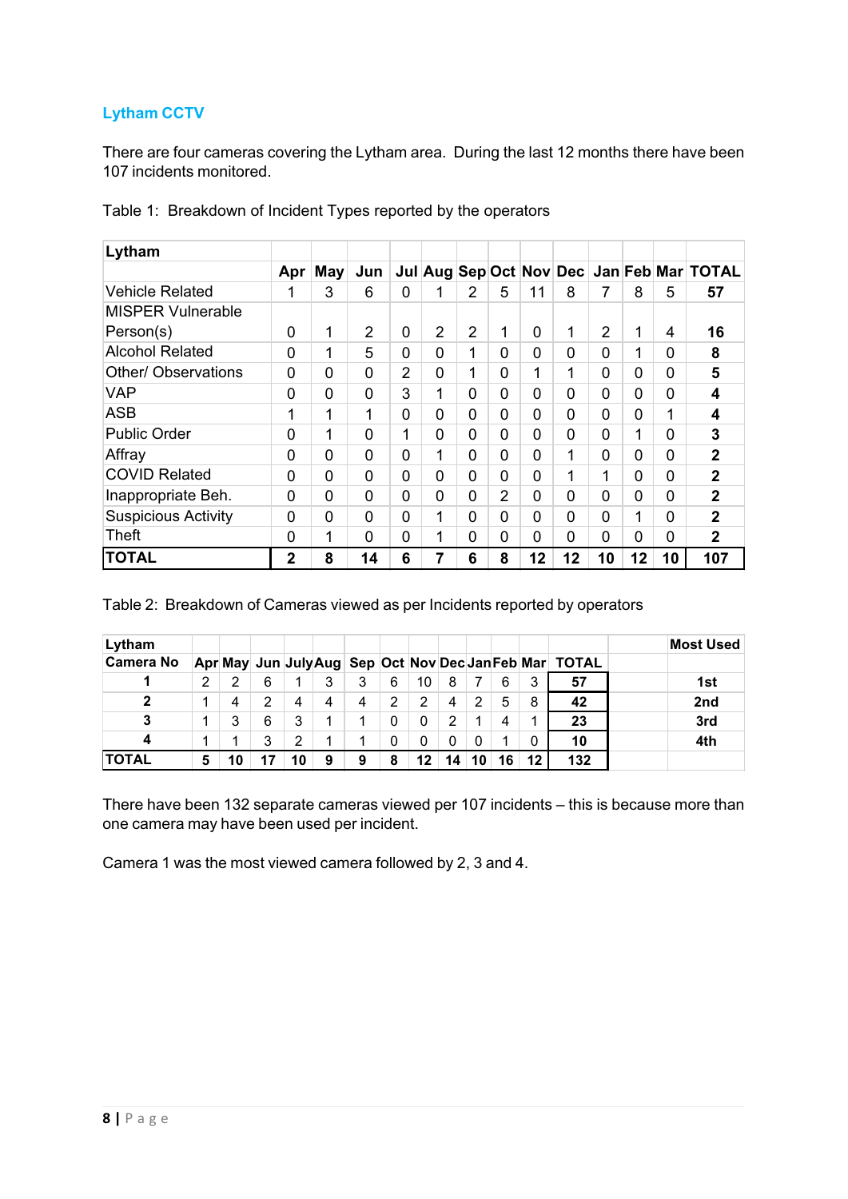## Lytham CCTV

There are four cameras covering the Lytham area. During the last 12 months there have been 107 incidents monitored.

Table 1: Breakdown of Incident Types reported by the operators

| Lytham | Apr | May | Jun | Jul | Aug | Sep | Oct | Nov | Dec | Jan | Feb | Mar | TOTAL |
|---|---|---|---|---|---|---|---|---|---|---|---|---|---|
| Vehicle Related | 1 | 3 | 6 | 0 | 1 | 2 | 5 | 11 | 8 | 7 | 8 | 5 | **57** |
| MISPER Vulnerable Person(s) | 0 | 1 | 2 | 0 | 2 | 2 | 1 | 0 | 1 | 2 | 1 | 4 | **16** |
| Alcohol Related | 0 | 1 | 5 | 0 | 0 | 1 | 0 | 0 | 0 | 0 | 1 | 0 | **8** |
| Other/ Observations | 0 | 0 | 0 | 2 | 0 | 1 | 0 | 1 | 1 | 0 | 0 | 0 | **5** |
| VAP | 0 | 0 | 0 | 3 | 1 | 0 | 0 | 0 | 0 | 0 | 0 | 0 | **4** |
| ASB | 1 | 1 | 1 | 0 | 0 | 0 | 0 | 0 | 0 | 0 | 0 | 1 | **4** |
| Public Order | 0 | 1 | 0 | 1 | 0 | 0 | 0 | 0 | 0 | 0 | 1 | 0 | **3** |
| Affray | 0 | 0 | 0 | 0 | 1 | 0 | 0 | 0 | 1 | 0 | 0 | 0 | **2** |
| COVID Related | 0 | 0 | 0 | 0 | 0 | 0 | 0 | 0 | 1 | 1 | 0 | 0 | **2** |
| Inappropriate Beh. | 0 | 0 | 0 | 0 | 0 | 0 | 2 | 0 | 0 | 0 | 0 | 0 | **2** |
| Suspicious Activity | 0 | 0 | 0 | 0 | 1 | 0 | 0 | 0 | 0 | 0 | 1 | 0 | **2** |
| Theft | 0 | 1 | 0 | 0 | 1 | 0 | 0 | 0 | 0 | 0 | 0 | 0 | **2** |
| **TOTAL** | **2** | **8** | **14** | **6** | **7** | **6** | **8** | **12** | **12** | **10** | **12** | **10** | **107** |

Table 2: Breakdown of Cameras viewed as per Incidents reported by operators

| Lytham Camera No | Apr | May | Jun | July | Aug | Sep | Oct | Nov | Dec | Jan | Feb | Mar | TOTAL | Most Used |
|---|---|---|---|---|---|---|---|---|---|---|---|---|---|---|
| 1 | 2 | 2 | 6 | 1 | 3 | 3 | 6 | 10 | 8 | 7 | 6 | 3 | **57** | **1st** |
| 2 | 1 | 4 | 2 | 4 | 4 | 4 | 2 | 2 | 4 | 2 | 5 | 8 | **42** | **2nd** |
| 3 | 1 | 3 | 6 | 3 | 1 | 1 | 0 | 0 | 2 | 1 | 4 | 1 | **23** | **3rd** |
| 4 | 1 | 1 | 3 | 2 | 1 | 1 | 0 | 0 | 0 | 0 | 1 | 0 | **10** | **4th** |
| **TOTAL** | **5** | **10** | **17** | **10** | **9** | **9** | **8** | **12** | **14** | **10** | **16** | **12** | **132** | |

There have been 132 separate cameras viewed per 107 incidents – this is because more than one camera may have been used per incident.

Camera 1 was the most viewed camera followed by 2, 3 and 4.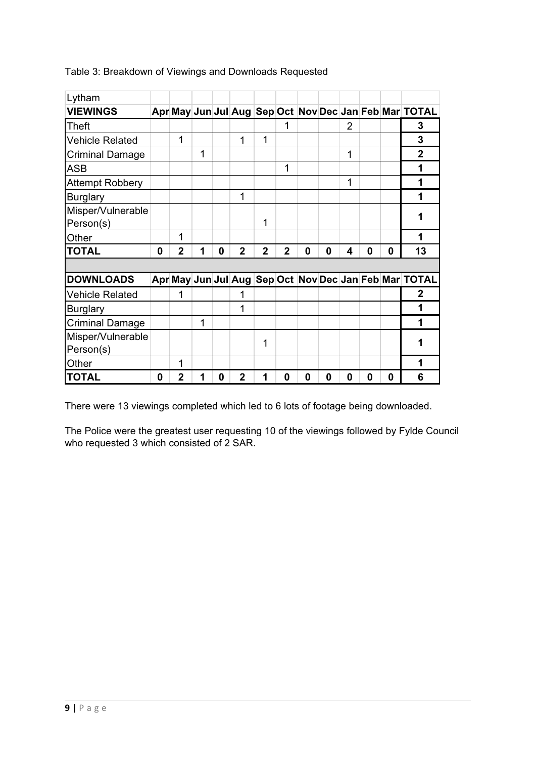Table 3: Breakdown of Viewings and Downloads Requested

| Lytham | | | | | | | | | | | | | |
|---|---|---|---|---|---|---|---|---|---|---|---|---|---|
| **VIEWINGS** | **Apr** | **May** | **Jun** | **Jul** | **Aug** | **Sep** | **Oct** | **Nov** | **Dec** | **Jan** | **Feb** | **Mar** | **TOTAL** |
| Theft | | | | | | | 1 | | | 2 | | | **3** |
| Vehicle Related | | 1 | | | 1 | 1 | | | | | | | **3** |
| Criminal Damage | | | 1 | | | | | | | 1 | | | **2** |
| ASB | | | | | | | 1 | | | | | | **1** |
| Attempt Robbery | | | | | | | | | | 1 | | | **1** |
| Burglary | | | | | 1 | | | | | | | | **1** |
| Misper/Vulnerable Person(s) | | | | | | 1 | | | | | | | **1** |
| Other | | 1 | | | | | | | | | | | **1** |
| **TOTAL** | **0** | **2** | **1** | **0** | **2** | **2** | **2** | **0** | **0** | **4** | **0** | **0** | **13** |
| | | | | | | | | | | | | | |
| **DOWNLOADS** | **Apr** | **May** | **Jun** | **Jul** | **Aug** | **Sep** | **Oct** | **Nov** | **Dec** | **Jan** | **Feb** | **Mar** | **TOTAL** |
| Vehicle Related | | 1 | | | 1 | | | | | | | | **2** |
| Burglary | | | | | 1 | | | | | | | | **1** |
| Criminal Damage | | | 1 | | | | | | | | | | **1** |
| Misper/Vulnerable Person(s) | | | | | | 1 | | | | | | | **1** |
| Other | | 1 | | | | | | | | | | | **1** |
| **TOTAL** | **0** | **2** | **1** | **0** | **2** | **1** | **0** | **0** | **0** | **0** | **0** | **0** | **6** |

There were 13 viewings completed which led to 6 lots of footage being downloaded.

The Police were the greatest user requesting 10 of the viewings followed by Fylde Council who requested 3 which consisted of 2 SAR.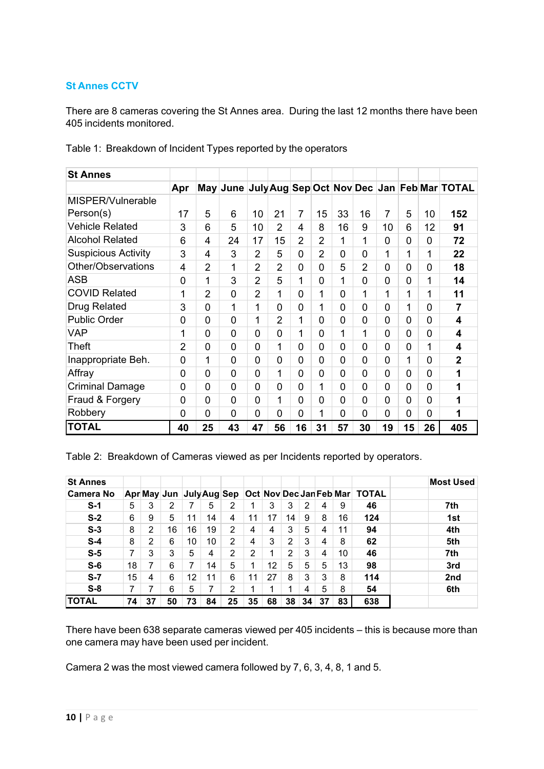## St Annes CCTV

There are 8 cameras covering the St Annes area. During the last 12 months there have been 405 incidents monitored.

Table 1: Breakdown of Incident Types reported by the operators

| St Annes | | | | | | | | | | | | | |
|---|---|---|---|---|---|---|---|---|---|---|---|---|---|
| | Apr | May | June | July | Aug | Sep | Oct | Nov | Dec | Jan | Feb | Mar | TOTAL |
| MISPER/Vulnerable Person(s) | 17 | 5 | 6 | 10 | 21 | 7 | 15 | 33 | 16 | 7 | 5 | 10 | **152** |
| Vehicle Related | 3 | 6 | 5 | 10 | 2 | 4 | 8 | 16 | 9 | 10 | 6 | 12 | **91** |
| Alcohol Related | 6 | 4 | 24 | 17 | 15 | 2 | 2 | 1 | 1 | 0 | 0 | 0 | **72** |
| Suspicious Activity | 3 | 4 | 3 | 2 | 5 | 0 | 2 | 0 | 0 | 1 | 1 | 1 | **22** |
| Other/Observations | 4 | 2 | 1 | 2 | 2 | 0 | 0 | 5 | 2 | 0 | 0 | 0 | **18** |
| ASB | 0 | 1 | 3 | 2 | 5 | 1 | 0 | 1 | 0 | 0 | 0 | 1 | **14** |
| COVID Related | 1 | 2 | 0 | 2 | 1 | 0 | 1 | 0 | 1 | 1 | 1 | 1 | **11** |
| Drug Related | 3 | 0 | 1 | 1 | 0 | 0 | 1 | 0 | 0 | 0 | 1 | 0 | **7** |
| Public Order | 0 | 0 | 0 | 1 | 2 | 1 | 0 | 0 | 0 | 0 | 0 | 0 | **4** |
| VAP | 1 | 0 | 0 | 0 | 0 | 1 | 0 | 1 | 1 | 0 | 0 | 0 | **4** |
| Theft | 2 | 0 | 0 | 0 | 1 | 0 | 0 | 0 | 0 | 0 | 0 | 1 | **4** |
| Inappropriate Beh. | 0 | 1 | 0 | 0 | 0 | 0 | 0 | 0 | 0 | 0 | 1 | 0 | **2** |
| Affray | 0 | 0 | 0 | 0 | 1 | 0 | 0 | 0 | 0 | 0 | 0 | 0 | **1** |
| Criminal Damage | 0 | 0 | 0 | 0 | 0 | 0 | 1 | 0 | 0 | 0 | 0 | 0 | **1** |
| Fraud & Forgery | 0 | 0 | 0 | 0 | 1 | 0 | 0 | 0 | 0 | 0 | 0 | 0 | **1** |
| Robbery | 0 | 0 | 0 | 0 | 0 | 0 | 1 | 0 | 0 | 0 | 0 | 0 | **1** |
| **TOTAL** | **40** | **25** | **43** | **47** | **56** | **16** | **31** | **57** | **30** | **19** | **15** | **26** | **405** |

Table 2: Breakdown of Cameras viewed as per Incidents reported by operators.

| St Annes | | | | | | | | | | | | | | Most Used |
|---|---|---|---|---|---|---|---|---|---|---|---|---|---|---|
| Camera No | Apr | May | Jun | July | Aug | Sep | Oct | Nov | Dec | Jan | Feb | Mar | TOTAL | |
| **S-1** | 5 | 3 | 2 | 7 | 5 | 2 | 1 | 3 | 3 | 2 | 4 | 9 | **46** | **7th** |
| **S-2** | 6 | 9 | 5 | 11 | 14 | 4 | 11 | 17 | 14 | 9 | 8 | 16 | **124** | **1st** |
| **S-3** | 8 | 2 | 16 | 16 | 19 | 2 | 4 | 4 | 3 | 5 | 4 | 11 | **94** | **4th** |
| **S-4** | 8 | 2 | 6 | 10 | 10 | 2 | 4 | 3 | 2 | 3 | 4 | 8 | **62** | **5th** |
| **S-5** | 7 | 3 | 3 | 5 | 4 | 2 | 2 | 1 | 2 | 3 | 4 | 10 | **46** | **7th** |
| **S-6** | 18 | 7 | 6 | 7 | 14 | 5 | 1 | 12 | 5 | 5 | 5 | 13 | **98** | **3rd** |
| **S-7** | 15 | 4 | 6 | 12 | 11 | 6 | 11 | 27 | 8 | 3 | 3 | 8 | **114** | **2nd** |
| **S-8** | 7 | 7 | 6 | 5 | 7 | 2 | 1 | 1 | 1 | 4 | 5 | 8 | **54** | **6th** |
| **TOTAL** | **74** | **37** | **50** | **73** | **84** | **25** | **35** | **68** | **38** | **34** | **37** | **83** | **638** | |

There have been 638 separate cameras viewed per 405 incidents – this is because more than one camera may have been used per incident.

Camera 2 was the most viewed camera followed by 7, 6, 3, 4, 8, 1 and 5.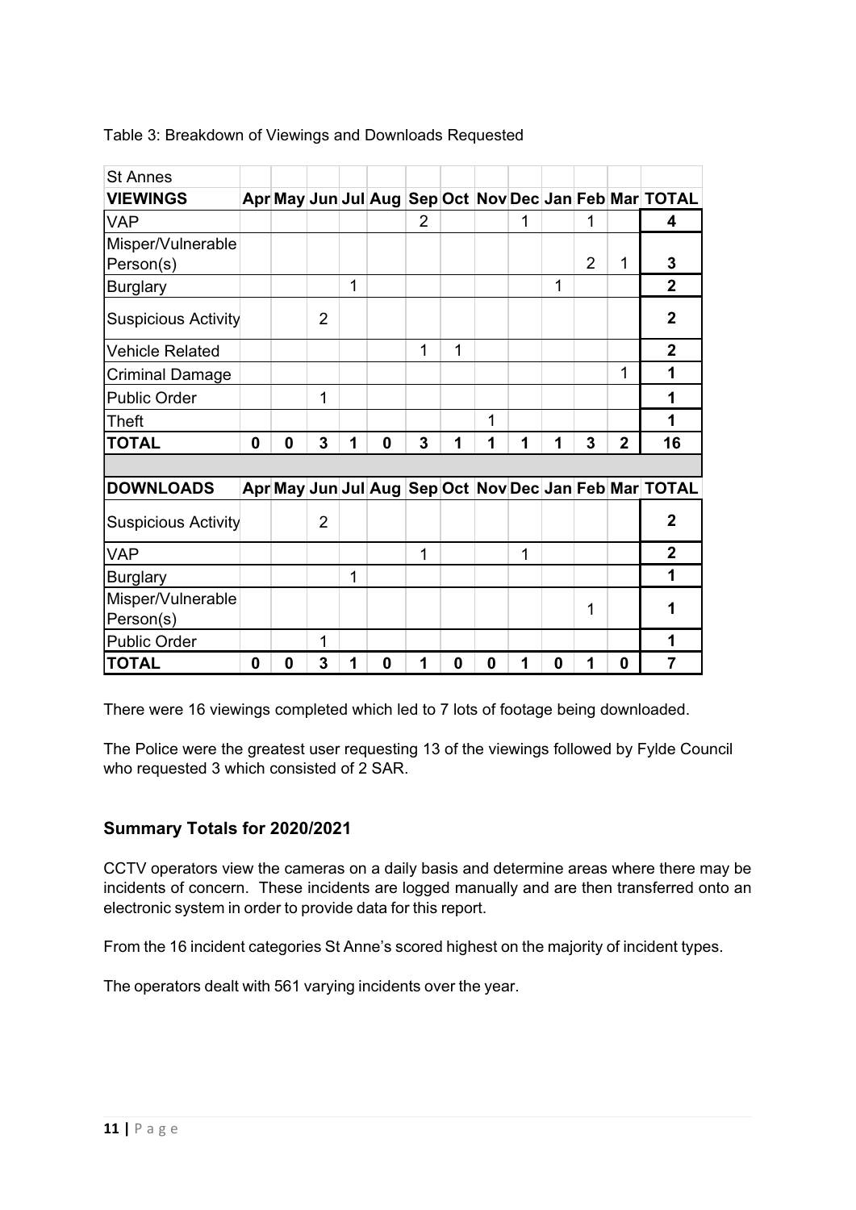Table 3: Breakdown of Viewings and Downloads Requested

| St Annes | | | | | | | | | | | | | |
|---|---|---|---|---|---|---|---|---|---|---|---|---|---|
| **VIEWINGS** | **Apr** | **May** | **Jun** | **Jul** | **Aug** | **Sep** | **Oct** | **Nov** | **Dec** | **Jan** | **Feb** | **Mar** | **TOTAL** |
| VAP | | | | | | 2 | | | 1 | | 1 | | **4** |
| Misper/Vulnerable Person(s) | | | | | | | | | | | 2 | 1 | **3** |
| Burglary | | | | 1 | | | | | | 1 | | | **2** |
| Suspicious Activity | | | 2 | | | | | | | | | | **2** |
| Vehicle Related | | | | | | 1 | 1 | | | | | | **2** |
| Criminal Damage | | | | | | | | | | | | 1 | **1** |
| Public Order | | | 1 | | | | | | | | | | **1** |
| Theft | | | | | | | | 1 | | | | | **1** |
| **TOTAL** | **0** | **0** | **3** | **1** | **0** | **3** | **1** | **1** | **1** | **1** | **3** | **2** | **16** |
| | | | | | | | | | | | | | |
| **DOWNLOADS** | **Apr** | **May** | **Jun** | **Jul** | **Aug** | **Sep** | **Oct** | **Nov** | **Dec** | **Jan** | **Feb** | **Mar** | **TOTAL** |
| Suspicious Activity | | | 2 | | | | | | | | | | **2** |
| VAP | | | | | | 1 | | | 1 | | | | **2** |
| Burglary | | | | 1 | | | | | | | | | **1** |
| Misper/Vulnerable Person(s) | | | | | | | | | | | 1 | | **1** |
| Public Order | | | 1 | | | | | | | | | | **1** |
| **TOTAL** | **0** | **0** | **3** | **1** | **0** | **1** | **0** | **0** | **1** | **0** | **1** | **0** | **7** |

There were 16 viewings completed which led to 7 lots of footage being downloaded.

The Police were the greatest user requesting 13 of the viewings followed by Fylde Council who requested 3 which consisted of 2 SAR.

## Summary Totals for 2020/2021

CCTV operators view the cameras on a daily basis and determine areas where there may be incidents of concern. These incidents are logged manually and are then transferred onto an electronic system in order to provide data for this report.

From the 16 incident categories St Anne's scored highest on the majority of incident types.

The operators dealt with 561 varying incidents over the year.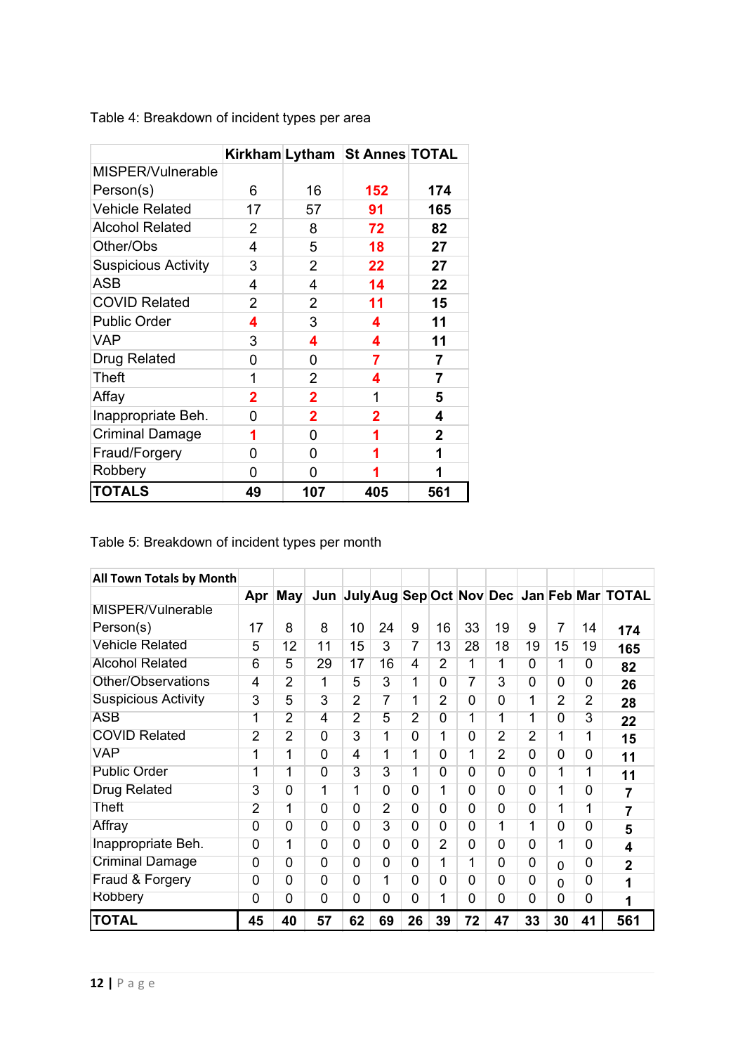Table 4: Breakdown of incident types per area

| | Kirkham | Lytham | St Annes | TOTAL |
|---|---|---|---|---|
| MISPER/Vulnerable Person(s) | 6 | 16 | 152 | **174** |
| Vehicle Related | 17 | 57 | 91 | **165** |
| Alcohol Related | 2 | 8 | 72 | **82** |
| Other/Obs | 4 | 5 | 18 | **27** |
| Suspicious Activity | 3 | 2 | 22 | **27** |
| ASB | 4 | 4 | 14 | **22** |
| COVID Related | 2 | 2 | 11 | **15** |
| Public Order | 4 | 3 | 4 | **11** |
| VAP | 3 | 4 | 4 | **11** |
| Drug Related | 0 | 0 | 7 | **7** |
| Theft | 1 | 2 | 4 | **7** |
| Affay | 2 | 2 | 1 | **5** |
| Inappropriate Beh. | 0 | 2 | 2 | **4** |
| Criminal Damage | 1 | 0 | 1 | **2** |
| Fraud/Forgery | 0 | 0 | 1 | **1** |
| Robbery | 0 | 0 | 1 | **1** |
| **TOTALS** | **49** | **107** | **405** | **561** |

Table 5: Breakdown of incident types per month

| **All Town Totals by Month** | Apr | May | Jun | July | Aug | Sep | Oct | Nov | Dec | Jan | Feb | Mar | TOTAL |
|---|---|---|---|---|---|---|---|---|---|---|---|---|---|
| MISPER/Vulnerable Person(s) | 17 | 8 | 8 | 10 | 24 | 9 | 16 | 33 | 19 | 9 | 7 | 14 | **174** |
| Vehicle Related | 5 | 12 | 11 | 15 | 3 | 7 | 13 | 28 | 18 | 19 | 15 | 19 | **165** |
| Alcohol Related | 6 | 5 | 29 | 17 | 16 | 4 | 2 | 1 | 1 | 0 | 1 | 0 | **82** |
| Other/Observations | 4 | 2 | 1 | 5 | 3 | 1 | 0 | 7 | 3 | 0 | 0 | 0 | **26** |
| Suspicious Activity | 3 | 5 | 3 | 2 | 7 | 1 | 2 | 0 | 0 | 1 | 2 | 2 | **28** |
| ASB | 1 | 2 | 4 | 2 | 5 | 2 | 0 | 1 | 1 | 1 | 0 | 3 | **22** |
| COVID Related | 2 | 2 | 0 | 3 | 1 | 0 | 1 | 0 | 2 | 2 | 1 | 1 | **15** |
| VAP | 1 | 1 | 0 | 4 | 1 | 1 | 0 | 1 | 2 | 0 | 0 | 0 | **11** |
| Public Order | 1 | 1 | 0 | 3 | 3 | 1 | 0 | 0 | 0 | 0 | 1 | 1 | **11** |
| Drug Related | 3 | 0 | 1 | 1 | 0 | 0 | 1 | 0 | 0 | 0 | 1 | 0 | **7** |
| Theft | 2 | 1 | 0 | 0 | 2 | 0 | 0 | 0 | 0 | 0 | 1 | 1 | **7** |
| Affray | 0 | 0 | 0 | 0 | 3 | 0 | 0 | 0 | 1 | 1 | 0 | 0 | **5** |
| Inappropriate Beh. | 0 | 1 | 0 | 0 | 0 | 0 | 2 | 0 | 0 | 0 | 1 | 0 | **4** |
| Criminal Damage | 0 | 0 | 0 | 0 | 0 | 0 | 1 | 1 | 0 | 0 | 0 | 0 | **2** |
| Fraud & Forgery | 0 | 0 | 0 | 0 | 1 | 0 | 0 | 0 | 0 | 0 | 0 | 0 | **1** |
| Robbery | 0 | 0 | 0 | 0 | 0 | 0 | 1 | 0 | 0 | 0 | 0 | 0 | **1** |
| **TOTAL** | **45** | **40** | **57** | **62** | **69** | **26** | **39** | **72** | **47** | **33** | **30** | **41** | **561** |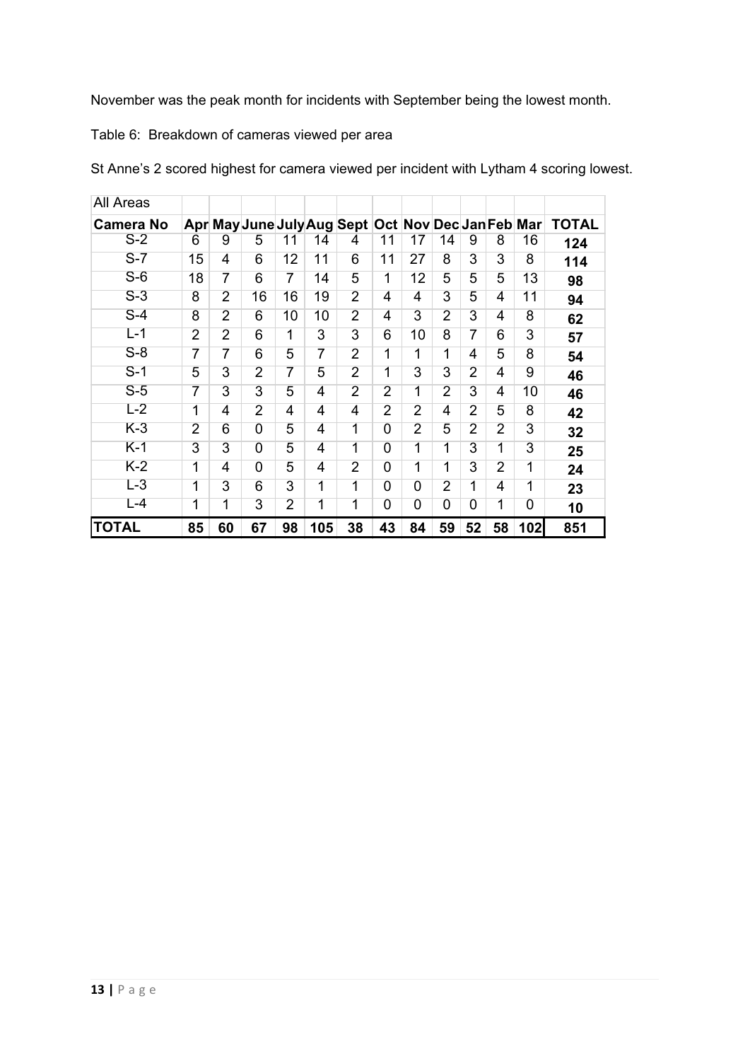November was the peak month for incidents with September being the lowest month.

Table 6: Breakdown of cameras viewed per area

St Anne's 2 scored highest for camera viewed per incident with Lytham 4 scoring lowest.

| All Areas | | | | | | | | | | | | | |
|---|---|---|---|---|---|---|---|---|---|---|---|---|---|
| **Camera No** | **Apr** | **May** | **June** | **July** | **Aug** | **Sept** | **Oct** | **Nov** | **Dec** | **Jan** | **Feb** | **Mar** | **TOTAL** |
| S-2 | 6 | 9 | 5 | 11 | 14 | 4 | 11 | 17 | 14 | 9 | 8 | 16 | **124** |
| S-7 | 15 | 4 | 6 | 12 | 11 | 6 | 11 | 27 | 8 | 3 | 3 | 8 | **114** |
| S-6 | 18 | 7 | 6 | 7 | 14 | 5 | 1 | 12 | 5 | 5 | 5 | 13 | **98** |
| S-3 | 8 | 2 | 16 | 16 | 19 | 2 | 4 | 4 | 3 | 5 | 4 | 11 | **94** |
| S-4 | 8 | 2 | 6 | 10 | 10 | 2 | 4 | 3 | 2 | 3 | 4 | 8 | **62** |
| L-1 | 2 | 2 | 6 | 1 | 3 | 3 | 6 | 10 | 8 | 7 | 6 | 3 | **57** |
| S-8 | 7 | 7 | 6 | 5 | 7 | 2 | 1 | 1 | 1 | 4 | 5 | 8 | **54** |
| S-1 | 5 | 3 | 2 | 7 | 5 | 2 | 1 | 3 | 3 | 2 | 4 | 9 | **46** |
| S-5 | 7 | 3 | 3 | 5 | 4 | 2 | 2 | 1 | 2 | 3 | 4 | 10 | **46** |
| L-2 | 1 | 4 | 2 | 4 | 4 | 4 | 2 | 2 | 4 | 2 | 5 | 8 | **42** |
| K-3 | 2 | 6 | 0 | 5 | 4 | 1 | 0 | 2 | 5 | 2 | 2 | 3 | **32** |
| K-1 | 3 | 3 | 0 | 5 | 4 | 1 | 0 | 1 | 1 | 3 | 1 | 3 | **25** |
| K-2 | 1 | 4 | 0 | 5 | 4 | 2 | 0 | 1 | 1 | 3 | 2 | 1 | **24** |
| L-3 | 1 | 3 | 6 | 3 | 1 | 1 | 0 | 0 | 2 | 1 | 4 | 1 | **23** |
| L-4 | 1 | 1 | 3 | 2 | 1 | 1 | 0 | 0 | 0 | 0 | 1 | 0 | **10** |
| **TOTAL** | **85** | **60** | **67** | **98** | **105** | **38** | **43** | **84** | **59** | **52** | **58** | **102** | **851** |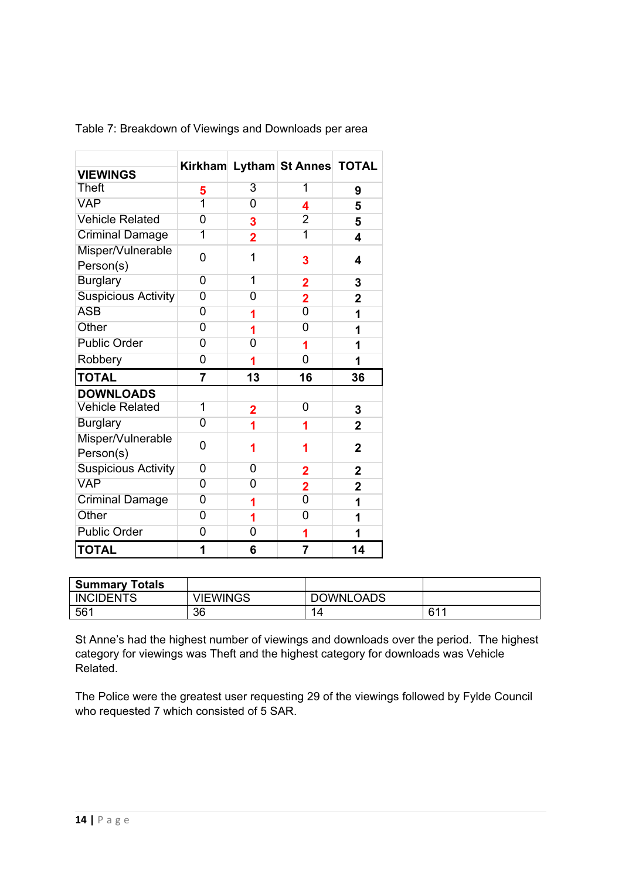Table 7: Breakdown of Viewings and Downloads per area

| VIEWINGS | Kirkham | Lytham | St Annes | TOTAL |
|---|---|---|---|---|
| Theft | **5** | 3 | 1 | **9** |
| VAP | 1 | 0 | **4** | **5** |
| Vehicle Related | 0 | **3** | 2 | **5** |
| Criminal Damage | 1 | **2** | 1 | **4** |
| Misper/Vulnerable Person(s) | 0 | 1 | **3** | **4** |
| Burglary | 0 | 1 | **2** | **3** |
| Suspicious Activity | 0 | 0 | **2** | **2** |
| ASB | 0 | **1** | 0 | **1** |
| Other | 0 | **1** | 0 | **1** |
| Public Order | 0 | 0 | **1** | **1** |
| Robbery | 0 | **1** | 0 | **1** |
| **TOTAL** | **7** | **13** | **16** | **36** |
| **DOWNLOADS** | | | | |
| Vehicle Related | 1 | **2** | 0 | **3** |
| Burglary | 0 | **1** | **1** | **2** |
| Misper/Vulnerable Person(s) | 0 | **1** | **1** | **2** |
| Suspicious Activity | 0 | 0 | **2** | **2** |
| VAP | 0 | 0 | **2** | **2** |
| Criminal Damage | 0 | **1** | 0 | **1** |
| Other | 0 | **1** | 0 | **1** |
| Public Order | 0 | 0 | **1** | **1** |
| **TOTAL** | **1** | **6** | **7** | **14** |

| **Summary Totals** | | | |
|---|---|---|---|
| INCIDENTS | VIEWINGS | DOWNLOADS | |
| 561 | 36 | 14 | 611 |

St Anne's had the highest number of viewings and downloads over the period. The highest category for viewings was Theft and the highest category for downloads was Vehicle Related.

The Police were the greatest user requesting 29 of the viewings followed by Fylde Council who requested 7 which consisted of 5 SAR.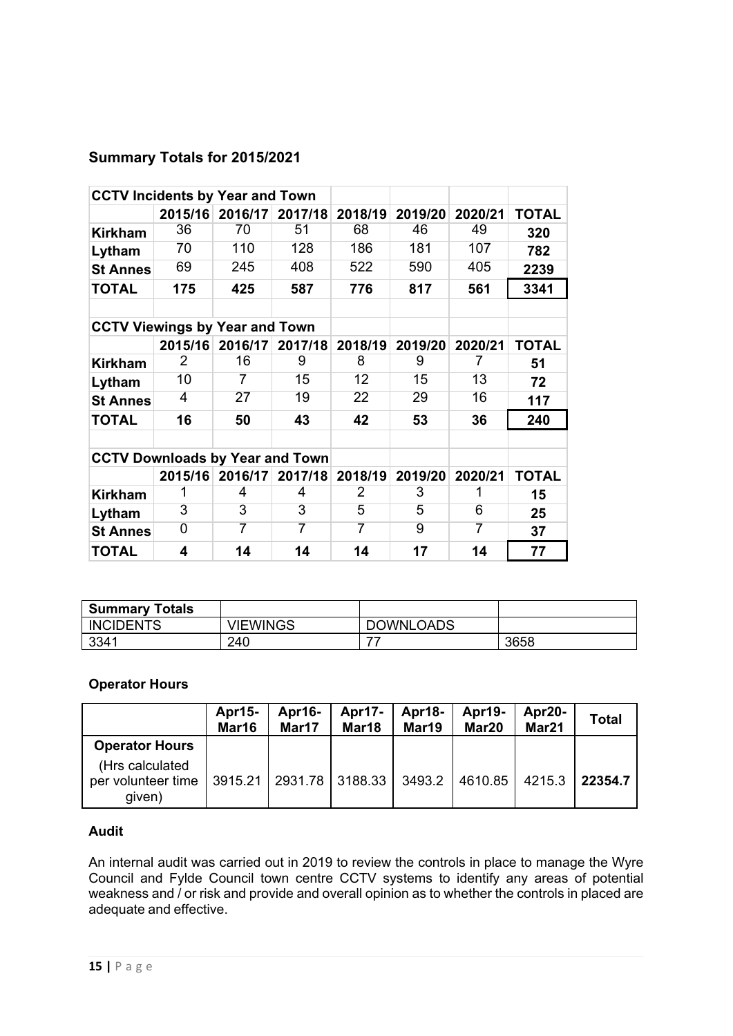## Summary Totals for 2015/2021

| CCTV Incidents by Year and Town | | | | | | | |
|---|---|---|---|---|---|---|---|
| | 2015/16 | 2016/17 | 2017/18 | 2018/19 | 2019/20 | 2020/21 | TOTAL |
| Kirkham | 36 | 70 | 51 | 68 | 46 | 49 | 320 |
| Lytham | 70 | 110 | 128 | 186 | 181 | 107 | 782 |
| St Annes | 69 | 245 | 408 | 522 | 590 | 405 | 2239 |
| TOTAL | 175 | 425 | 587 | 776 | 817 | 561 | 3341 |
| | | | | | | | |
| **CCTV Viewings by Year and Town** | | | | | | | |
| | 2015/16 | 2016/17 | 2017/18 | 2018/19 | 2019/20 | 2020/21 | TOTAL |
| Kirkham | 2 | 16 | 9 | 8 | 9 | 7 | 51 |
| Lytham | 10 | 7 | 15 | 12 | 15 | 13 | 72 |
| St Annes | 4 | 27 | 19 | 22 | 29 | 16 | 117 |
| TOTAL | 16 | 50 | 43 | 42 | 53 | 36 | 240 |
| | | | | | | | |
| **CCTV Downloads by Year and Town** | | | | | | | |
| | 2015/16 | 2016/17 | 2017/18 | 2018/19 | 2019/20 | 2020/21 | TOTAL |
| Kirkham | 1 | 4 | 4 | 2 | 3 | 1 | 15 |
| Lytham | 3 | 3 | 3 | 5 | 5 | 6 | 25 |
| St Annes | 0 | 7 | 7 | 7 | 9 | 7 | 37 |
| TOTAL | 4 | 14 | 14 | 14 | 17 | 14 | 77 |

| Summary Totals | | | |
|---|---|---|---|
| INCIDENTS | VIEWINGS | DOWNLOADS | |
| 3341 | 240 | 77 | 3658 |

### Operator Hours

| | Apr15-Mar16 | Apr16-Mar17 | Apr17-Mar18 | Apr18-Mar19 | Apr19-Mar20 | Apr20-Mar21 | Total |
|---|---|---|---|---|---|---|---|
| **Operator Hours** (Hrs calculated per volunteer time given) | 3915.21 | 2931.78 | 3188.33 | 3493.2 | 4610.85 | 4215.3 | **22354.7** |

### Audit

An internal audit was carried out in 2019 to review the controls in place to manage the Wyre Council and Fylde Council town centre CCTV systems to identify any areas of potential weakness and / or risk and provide and overall opinion as to whether the controls in placed are adequate and effective.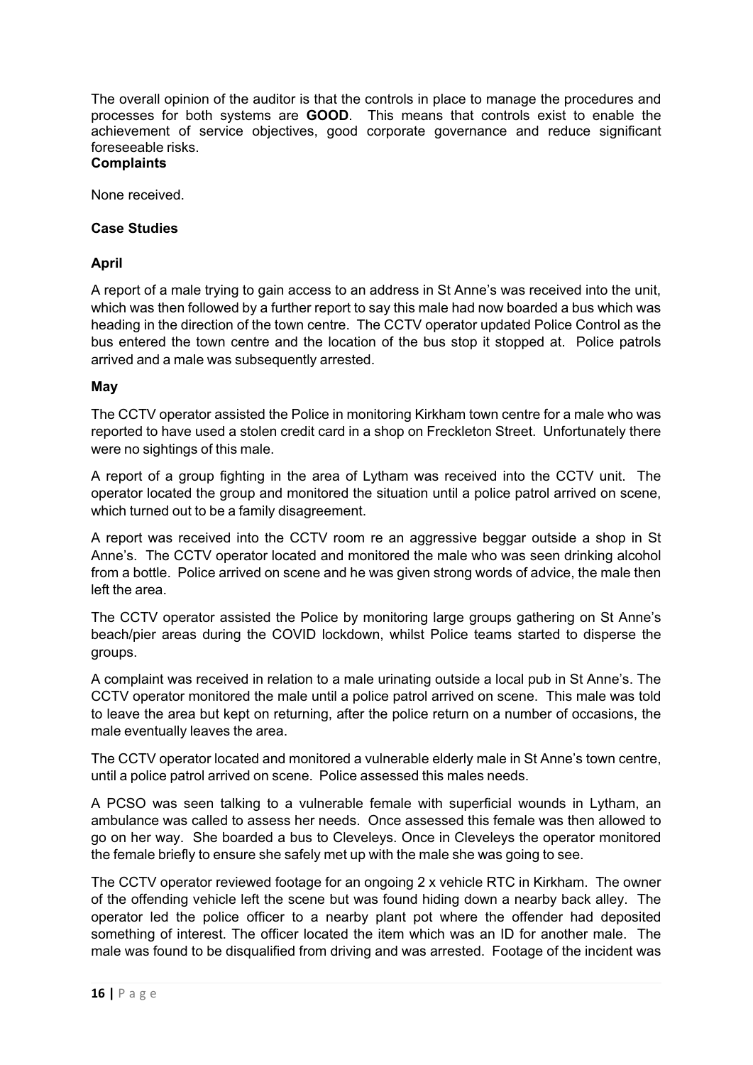The overall opinion of the auditor is that the controls in place to manage the procedures and processes for both systems are **GOOD**. This means that controls exist to enable the achievement of service objectives, good corporate governance and reduce significant foreseeable risks.

**Complaints**

None received.

**Case Studies**

**April**

A report of a male trying to gain access to an address in St Anne's was received into the unit, which was then followed by a further report to say this male had now boarded a bus which was heading in the direction of the town centre. The CCTV operator updated Police Control as the bus entered the town centre and the location of the bus stop it stopped at. Police patrols arrived and a male was subsequently arrested.

**May**

The CCTV operator assisted the Police in monitoring Kirkham town centre for a male who was reported to have used a stolen credit card in a shop on Freckleton Street. Unfortunately there were no sightings of this male.

A report of a group fighting in the area of Lytham was received into the CCTV unit. The operator located the group and monitored the situation until a police patrol arrived on scene, which turned out to be a family disagreement.

A report was received into the CCTV room re an aggressive beggar outside a shop in St Anne's. The CCTV operator located and monitored the male who was seen drinking alcohol from a bottle. Police arrived on scene and he was given strong words of advice, the male then left the area.

The CCTV operator assisted the Police by monitoring large groups gathering on St Anne's beach/pier areas during the COVID lockdown, whilst Police teams started to disperse the groups.

A complaint was received in relation to a male urinating outside a local pub in St Anne's. The CCTV operator monitored the male until a police patrol arrived on scene. This male was told to leave the area but kept on returning, after the police return on a number of occasions, the male eventually leaves the area.

The CCTV operator located and monitored a vulnerable elderly male in St Anne's town centre, until a police patrol arrived on scene. Police assessed this males needs.

A PCSO was seen talking to a vulnerable female with superficial wounds in Lytham, an ambulance was called to assess her needs. Once assessed this female was then allowed to go on her way. She boarded a bus to Cleveleys. Once in Cleveleys the operator monitored the female briefly to ensure she safely met up with the male she was going to see.

The CCTV operator reviewed footage for an ongoing 2 x vehicle RTC in Kirkham. The owner of the offending vehicle left the scene but was found hiding down a nearby back alley. The operator led the police officer to a nearby plant pot where the offender had deposited something of interest. The officer located the item which was an ID for another male. The male was found to be disqualified from driving and was arrested. Footage of the incident was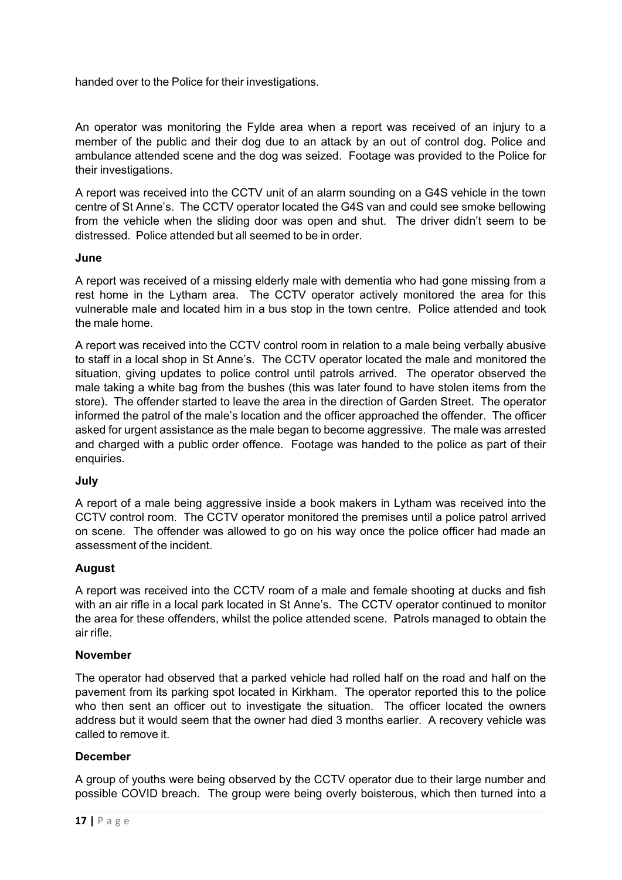handed over to the Police for their investigations.

An operator was monitoring the Fylde area when a report was received of an injury to a member of the public and their dog due to an attack by an out of control dog. Police and ambulance attended scene and the dog was seized. Footage was provided to the Police for their investigations.

A report was received into the CCTV unit of an alarm sounding on a G4S vehicle in the town centre of St Anne's. The CCTV operator located the G4S van and could see smoke bellowing from the vehicle when the sliding door was open and shut. The driver didn't seem to be distressed. Police attended but all seemed to be in order.

**June**

A report was received of a missing elderly male with dementia who had gone missing from a rest home in the Lytham area. The CCTV operator actively monitored the area for this vulnerable male and located him in a bus stop in the town centre. Police attended and took the male home.

A report was received into the CCTV control room in relation to a male being verbally abusive to staff in a local shop in St Anne's. The CCTV operator located the male and monitored the situation, giving updates to police control until patrols arrived. The operator observed the male taking a white bag from the bushes (this was later found to have stolen items from the store). The offender started to leave the area in the direction of Garden Street. The operator informed the patrol of the male's location and the officer approached the offender. The officer asked for urgent assistance as the male began to become aggressive. The male was arrested and charged with a public order offence. Footage was handed to the police as part of their enquiries.

**July**

A report of a male being aggressive inside a book makers in Lytham was received into the CCTV control room. The CCTV operator monitored the premises until a police patrol arrived on scene. The offender was allowed to go on his way once the police officer had made an assessment of the incident.

**August**

A report was received into the CCTV room of a male and female shooting at ducks and fish with an air rifle in a local park located in St Anne's. The CCTV operator continued to monitor the area for these offenders, whilst the police attended scene. Patrols managed to obtain the air rifle.

**November**

The operator had observed that a parked vehicle had rolled half on the road and half on the pavement from its parking spot located in Kirkham. The operator reported this to the police who then sent an officer out to investigate the situation. The officer located the owners address but it would seem that the owner had died 3 months earlier. A recovery vehicle was called to remove it.

**December**

A group of youths were being observed by the CCTV operator due to their large number and possible COVID breach. The group were being overly boisterous, which then turned into a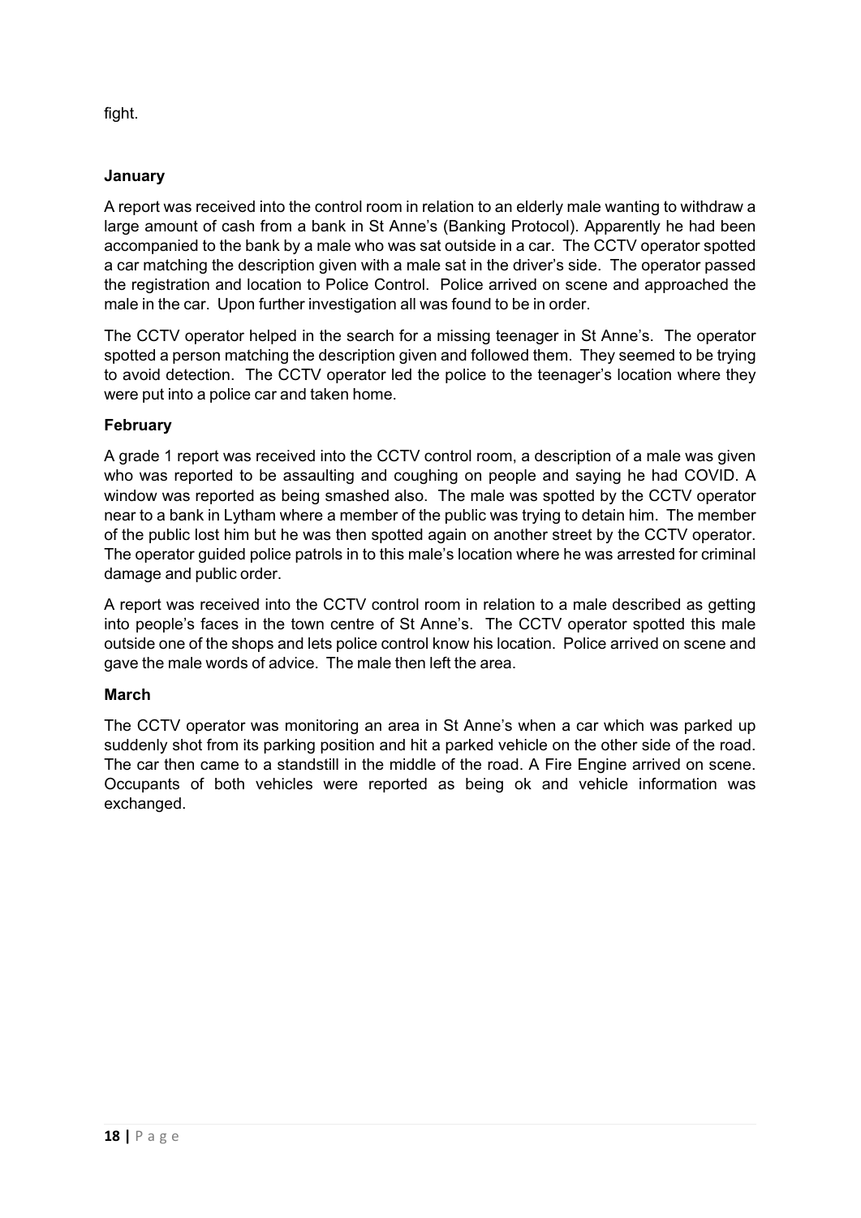fight.

**January**

A report was received into the control room in relation to an elderly male wanting to withdraw a large amount of cash from a bank in St Anne's (Banking Protocol). Apparently he had been accompanied to the bank by a male who was sat outside in a car. The CCTV operator spotted a car matching the description given with a male sat in the driver's side. The operator passed the registration and location to Police Control. Police arrived on scene and approached the male in the car. Upon further investigation all was found to be in order.

The CCTV operator helped in the search for a missing teenager in St Anne's. The operator spotted a person matching the description given and followed them. They seemed to be trying to avoid detection. The CCTV operator led the police to the teenager's location where they were put into a police car and taken home.

**February**

A grade 1 report was received into the CCTV control room, a description of a male was given who was reported to be assaulting and coughing on people and saying he had COVID. A window was reported as being smashed also. The male was spotted by the CCTV operator near to a bank in Lytham where a member of the public was trying to detain him. The member of the public lost him but he was then spotted again on another street by the CCTV operator. The operator guided police patrols in to this male's location where he was arrested for criminal damage and public order.

A report was received into the CCTV control room in relation to a male described as getting into people's faces in the town centre of St Anne's. The CCTV operator spotted this male outside one of the shops and lets police control know his location. Police arrived on scene and gave the male words of advice. The male then left the area.

**March**

The CCTV operator was monitoring an area in St Anne's when a car which was parked up suddenly shot from its parking position and hit a parked vehicle on the other side of the road. The car then came to a standstill in the middle of the road. A Fire Engine arrived on scene. Occupants of both vehicles were reported as being ok and vehicle information was exchanged.